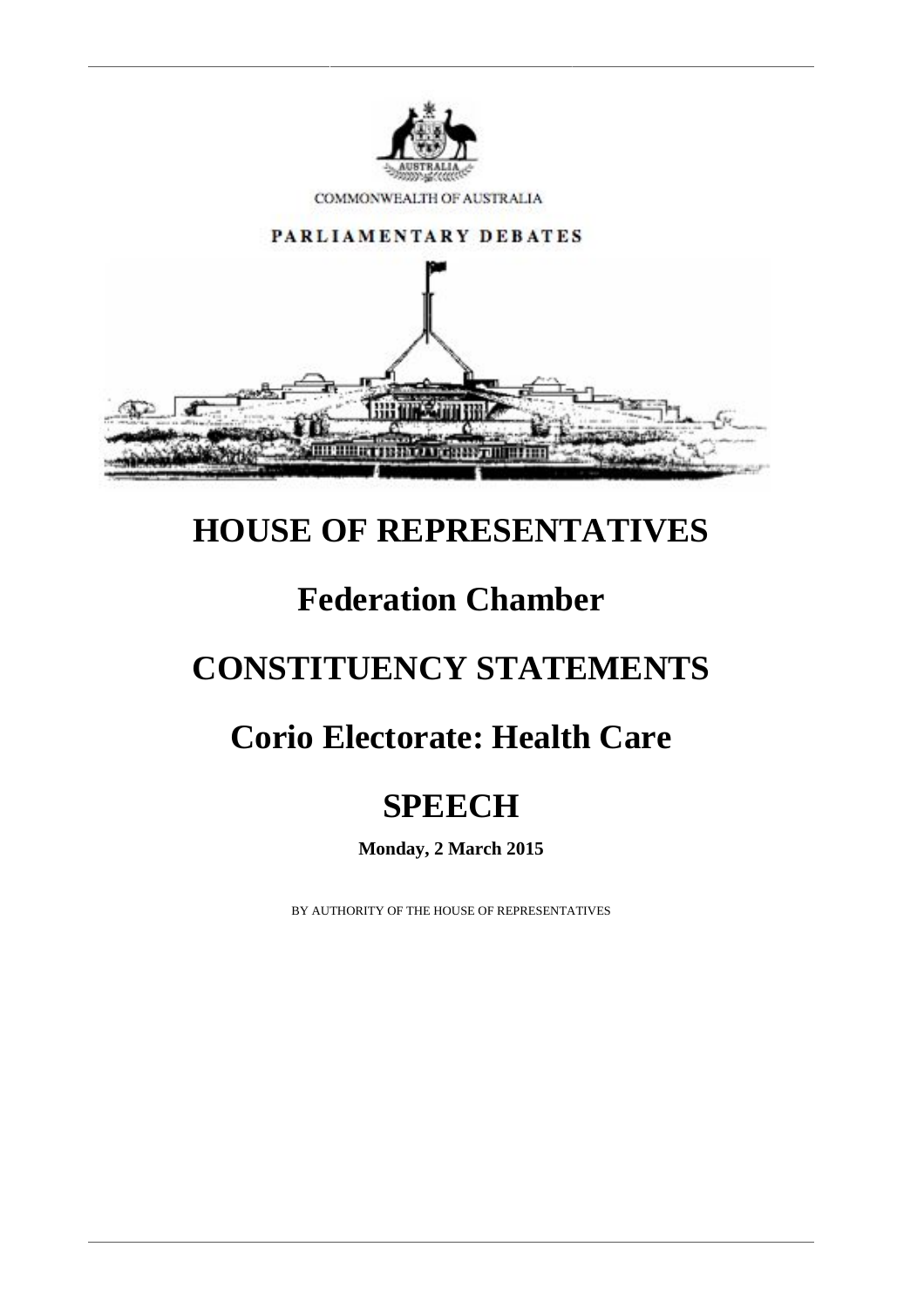COMMONWEALTH OF AUSTRALIA

PARLIAMENTARY DEBATES

# HOUSE OF REPRESENTATIVES

# Federation Chamber

# CONSTITUENCY STATEMENTS

# Corio Electorate: Health Care

# SPEECH

**Monday, 2 March 2015**

BY AUTHORITY OF THE HOUSE OF REPRESENTATIVES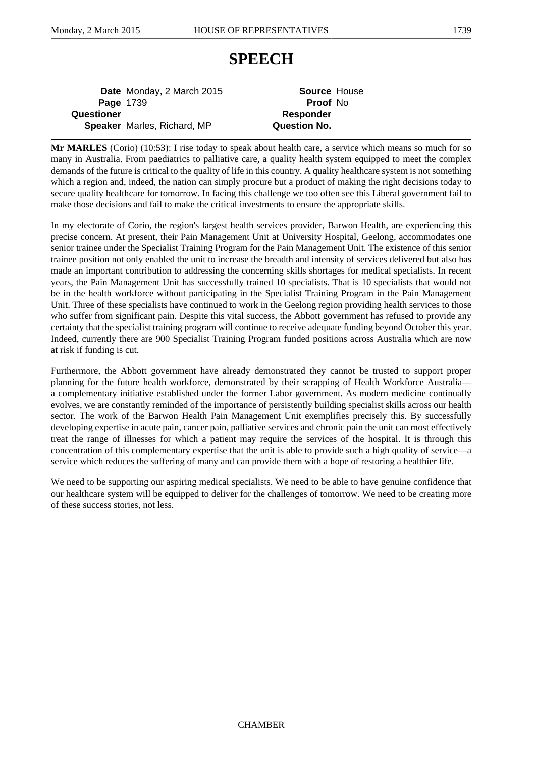# SPEECH

| | | | |
|---|---|---|---|
| **Date** | Monday, 2 March 2015 | **Source** | House |
| **Page** | 1739 | **Proof** | No |
| **Questioner** | | **Responder** | |
| **Speaker** | Marles, Richard, MP | **Question No.** | |

**Mr MARLES** (Corio) (10:53): I rise today to speak about health care, a service which means so much for so many in Australia. From paediatrics to palliative care, a quality health system equipped to meet the complex demands of the future is critical to the quality of life in this country. A quality healthcare system is not something which a region and, indeed, the nation can simply procure but a product of making the right decisions today to secure quality healthcare for tomorrow. In facing this challenge we too often see this Liberal government fail to make those decisions and fail to make the critical investments to ensure the appropriate skills.

In my electorate of Corio, the region's largest health services provider, Barwon Health, are experiencing this precise concern. At present, their Pain Management Unit at University Hospital, Geelong, accommodates one senior trainee under the Specialist Training Program for the Pain Management Unit. The existence of this senior trainee position not only enabled the unit to increase the breadth and intensity of services delivered but also has made an important contribution to addressing the concerning skills shortages for medical specialists. In recent years, the Pain Management Unit has successfully trained 10 specialists. That is 10 specialists that would not be in the health workforce without participating in the Specialist Training Program in the Pain Management Unit. Three of these specialists have continued to work in the Geelong region providing health services to those who suffer from significant pain. Despite this vital success, the Abbott government has refused to provide any certainty that the specialist training program will continue to receive adequate funding beyond October this year. Indeed, currently there are 900 Specialist Training Program funded positions across Australia which are now at risk if funding is cut.

Furthermore, the Abbott government have already demonstrated they cannot be trusted to support proper planning for the future health workforce, demonstrated by their scrapping of Health Workforce Australia—a complementary initiative established under the former Labor government. As modern medicine continually evolves, we are constantly reminded of the importance of persistently building specialist skills across our health sector. The work of the Barwon Health Pain Management Unit exemplifies precisely this. By successfully developing expertise in acute pain, cancer pain, palliative services and chronic pain the unit can most effectively treat the range of illnesses for which a patient may require the services of the hospital. It is through this concentration of this complementary expertise that the unit is able to provide such a high quality of service—a service which reduces the suffering of many and can provide them with a hope of restoring a healthier life.

We need to be supporting our aspiring medical specialists. We need to be able to have genuine confidence that our healthcare system will be equipped to deliver for the challenges of tomorrow. We need to be creating more of these success stories, not less.